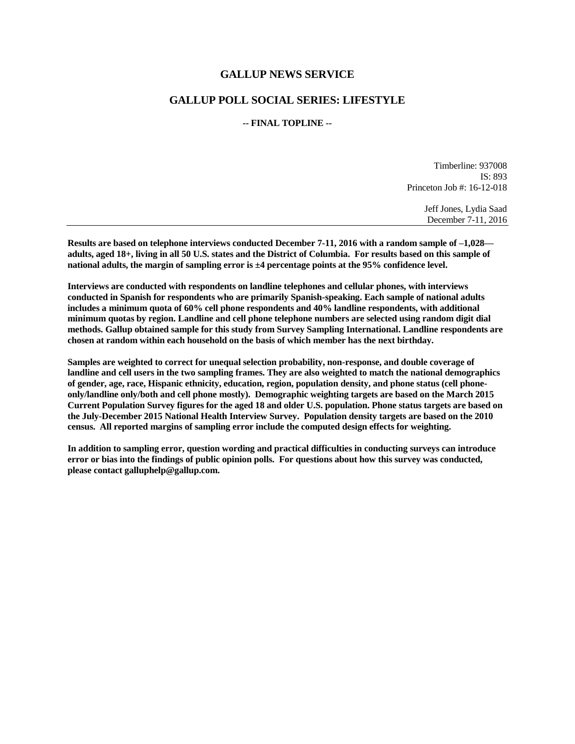# GALLUP NEWS SERVICE

## GALLUP POLL SOCIAL SERIES: LIFESTYLE

**-- FINAL TOPLINE --**

Timberline: 937008
IS: 893
Princeton Job #: 16-12-018

Jeff Jones, Lydia Saad
December 7-11, 2016

---

**Results are based on telephone interviews conducted December 7-11, 2016 with a random sample of –1,028—adults, aged 18+, living in all 50 U.S. states and the District of Columbia. For results based on this sample of national adults, the margin of sampling error is ±4 percentage points at the 95% confidence level.**

**Interviews are conducted with respondents on landline telephones and cellular phones, with interviews conducted in Spanish for respondents who are primarily Spanish-speaking. Each sample of national adults includes a minimum quota of 60% cell phone respondents and 40% landline respondents, with additional minimum quotas by region. Landline and cell phone telephone numbers are selected using random digit dial methods. Gallup obtained sample for this study from Survey Sampling International. Landline respondents are chosen at random within each household on the basis of which member has the next birthday.**

**Samples are weighted to correct for unequal selection probability, non-response, and double coverage of landline and cell users in the two sampling frames. They are also weighted to match the national demographics of gender, age, race, Hispanic ethnicity, education, region, population density, and phone status (cell phone-only/landline only/both and cell phone mostly). Demographic weighting targets are based on the March 2015 Current Population Survey figures for the aged 18 and older U.S. population. Phone status targets are based on the July-December 2015 National Health Interview Survey. Population density targets are based on the 2010 census. All reported margins of sampling error include the computed design effects for weighting.**

**In addition to sampling error, question wording and practical difficulties in conducting surveys can introduce error or bias into the findings of public opinion polls. For questions about how this survey was conducted, please contact galluphelp@gallup.com.**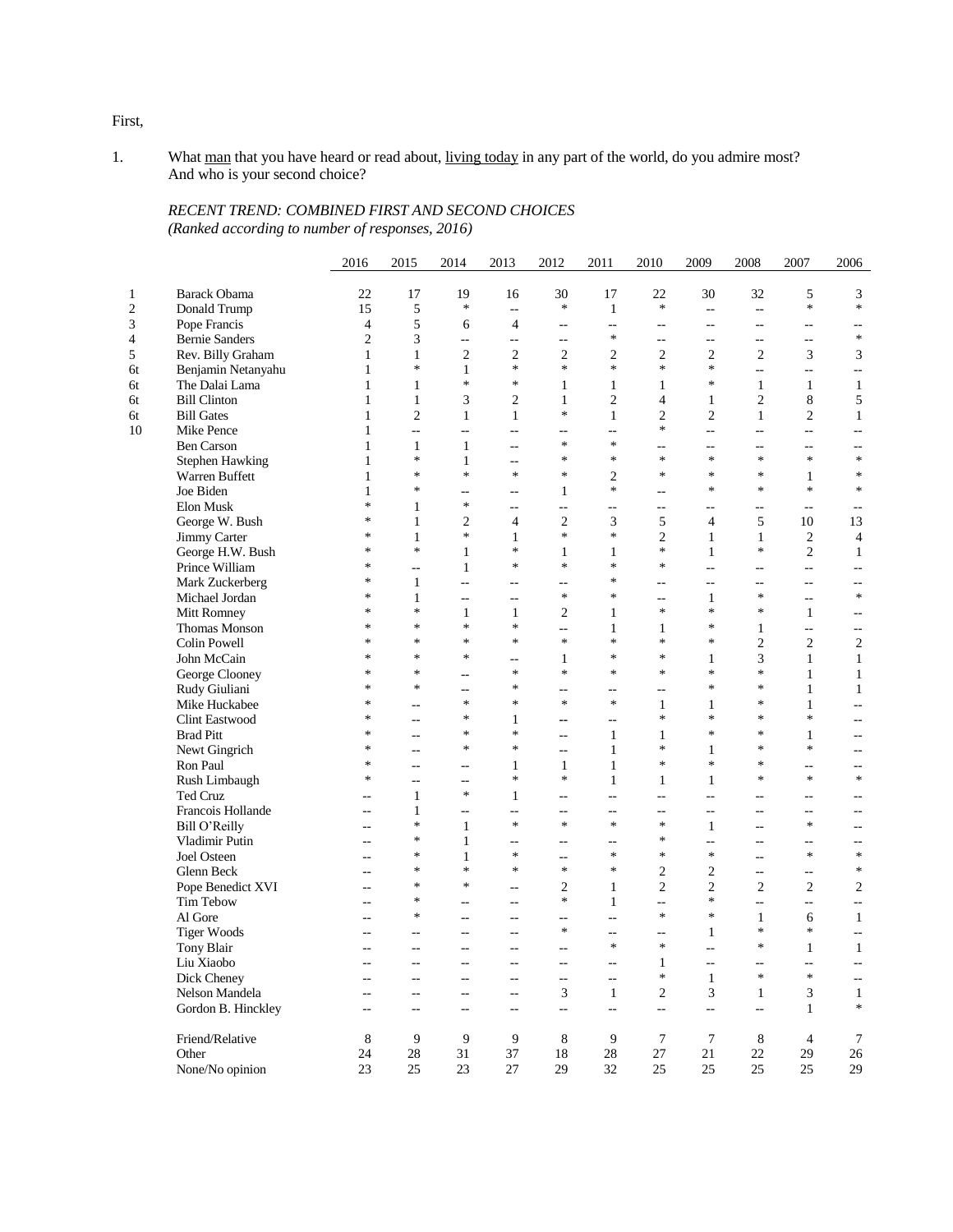First,

1. What man that you have heard or read about, living today in any part of the world, do you admire most? And who is your second choice?

*RECENT TREND: COMBINED FIRST AND SECOND CHOICES*
*(Ranked according to number of responses, 2016)*

| | | 2016 | 2015 | 2014 | 2013 | 2012 | 2011 | 2010 | 2009 | 2008 | 2007 | 2006 |
|---|---|---|---|---|---|---|---|---|---|---|---|---|
| 1 | Barack Obama | 22 | 17 | 19 | 16 | 30 | 17 | 22 | 30 | 32 | 5 | 3 |
| 2 | Donald Trump | 15 | 5 | * | -- | * | 1 | * | -- | -- | * | * |
| 3 | Pope Francis | 4 | 5 | 6 | 4 | -- | -- | -- | -- | -- | -- | -- |
| 4 | Bernie Sanders | 2 | 3 | -- | -- | -- | * | -- | -- | -- | -- | * |
| 5 | Rev. Billy Graham | 1 | 1 | 2 | 2 | 2 | 2 | 2 | 2 | 2 | 3 | 3 |
| 6t | Benjamin Netanyahu | 1 | * | 1 | * | * | * | * | * | -- | -- | -- |
| 6t | The Dalai Lama | 1 | 1 | * | * | 1 | 1 | 1 | * | 1 | 1 | 1 |
| 6t | Bill Clinton | 1 | 1 | 3 | 2 | 1 | 2 | 4 | 1 | 2 | 8 | 5 |
| 6t | Bill Gates | 1 | 2 | 1 | 1 | * | 1 | 2 | 2 | 1 | 2 | 1 |
| 10 | Mike Pence | 1 | -- | -- | -- | -- | -- | * | -- | -- | -- | -- |
| | Ben Carson | 1 | 1 | 1 | -- | * | * | -- | -- | -- | -- | -- |
| | Stephen Hawking | 1 | * | 1 | -- | * | * | * | * | * | * | * |
| | Warren Buffett | 1 | * | * | * | * | 2 | * | * | * | 1 | * |
| | Joe Biden | 1 | * | -- | -- | 1 | * | -- | * | * | * | * |
| | Elon Musk | * | 1 | * | -- | -- | -- | -- | -- | -- | -- | -- |
| | George W. Bush | * | 1 | 2 | 4 | 2 | 3 | 5 | 4 | 5 | 10 | 13 |
| | Jimmy Carter | * | 1 | * | 1 | * | * | 2 | 1 | 1 | 2 | 4 |
| | George H.W. Bush | * | * | 1 | * | 1 | 1 | * | 1 | * | 2 | 1 |
| | Prince William | * | -- | 1 | * | * | * | * | -- | -- | -- | -- |
| | Mark Zuckerberg | * | 1 | -- | -- | -- | * | -- | -- | -- | -- | -- |
| | Michael Jordan | * | 1 | -- | -- | * | * | -- | 1 | * | -- | * |
| | Mitt Romney | * | * | 1 | 1 | 2 | 1 | * | * | * | 1 | -- |
| | Thomas Monson | * | * | * | * | -- | 1 | 1 | * | 1 | -- | -- |
| | Colin Powell | * | * | * | * | * | * | * | * | 2 | 2 | 2 |
| | John McCain | * | * | * | -- | 1 | * | * | 1 | 3 | 1 | 1 |
| | George Clooney | * | * | -- | * | * | * | * | * | * | 1 | 1 |
| | Rudy Giuliani | * | * | -- | * | -- | -- | -- | * | * | 1 | 1 |
| | Mike Huckabee | * | -- | * | * | * | * | 1 | 1 | * | 1 | -- |
| | Clint Eastwood | * | -- | * | 1 | -- | -- | * | * | * | * | -- |
| | Brad Pitt | * | -- | * | * | -- | 1 | 1 | * | * | 1 | -- |
| | Newt Gingrich | * | -- | * | * | -- | 1 | * | 1 | * | * | -- |
| | Ron Paul | * | -- | -- | 1 | 1 | 1 | * | * | * | -- | -- |
| | Rush Limbaugh | * | -- | -- | * | * | 1 | 1 | 1 | * | * | * |
| | Ted Cruz | -- | 1 | * | 1 | -- | -- | -- | -- | -- | -- | -- |
| | Francois Hollande | -- | 1 | -- | -- | -- | -- | -- | -- | -- | -- | -- |
| | Bill O'Reilly | -- | * | 1 | * | * | * | * | 1 | -- | * | -- |
| | Vladimir Putin | -- | * | 1 | -- | -- | -- | * | -- | -- | -- | -- |
| | Joel Osteen | -- | * | 1 | * | -- | * | * | * | -- | * | * |
| | Glenn Beck | -- | * | * | * | * | * | 2 | 2 | -- | -- | * |
| | Pope Benedict XVI | -- | * | * | -- | 2 | 1 | 2 | 2 | 2 | 2 | 2 |
| | Tim Tebow | -- | * | -- | -- | * | 1 | -- | * | -- | -- | -- |
| | Al Gore | -- | * | -- | -- | -- | -- | * | * | 1 | 6 | 1 |
| | Tiger Woods | -- | -- | -- | -- | * | -- | -- | 1 | * | * | -- |
| | Tony Blair | -- | -- | -- | -- | -- | * | * | -- | * | 1 | 1 |
| | Liu Xiaobo | -- | -- | -- | -- | -- | -- | 1 | -- | -- | -- | -- |
| | Dick Cheney | -- | -- | -- | -- | -- | -- | * | 1 | * | * | -- |
| | Nelson Mandela | -- | -- | -- | -- | 3 | 1 | 2 | 3 | 1 | 3 | 1 |
| | Gordon B. Hinckley | -- | -- | -- | -- | -- | -- | -- | -- | -- | 1 | * |
| | | | | | | | | | | | | |
| | Friend/Relative | 8 | 9 | 9 | 9 | 8 | 9 | 7 | 7 | 8 | 4 | 7 |
| | Other | 24 | 28 | 31 | 37 | 18 | 28 | 27 | 21 | 22 | 29 | 26 |
| | None/No opinion | 23 | 25 | 23 | 27 | 29 | 32 | 25 | 25 | 25 | 25 | 29 |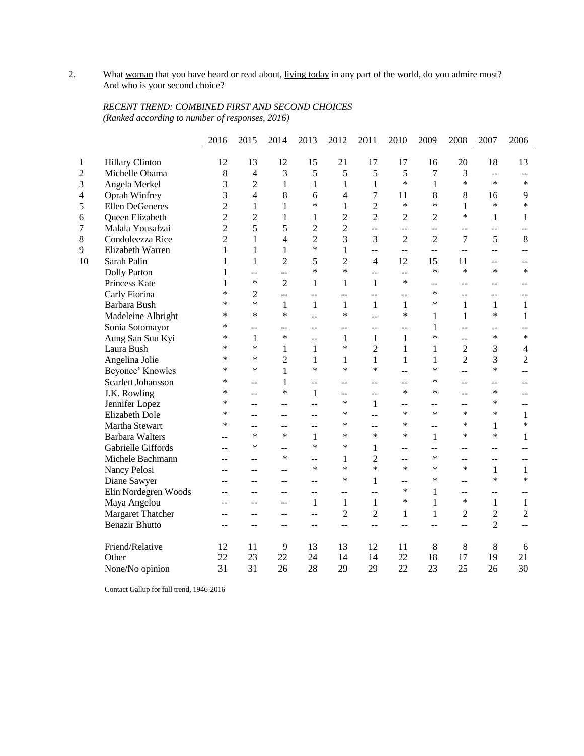2. What <u>woman</u> that you have heard or read about, <u>living today</u> in any part of the world, do you admire most? And who is your second choice?

*RECENT TREND: COMBINED FIRST AND SECOND CHOICES*
*(Ranked according to number of responses, 2016)*

| | | 2016 | 2015 | 2014 | 2013 | 2012 | 2011 | 2010 | 2009 | 2008 | 2007 | 2006 |
|---|---|---|---|---|---|---|---|---|---|---|---|---|
| 1 | Hillary Clinton | 12 | 13 | 12 | 15 | 21 | 17 | 17 | 16 | 20 | 18 | 13 |
| 2 | Michelle Obama | 8 | 4 | 3 | 5 | 5 | 5 | 5 | 7 | 3 | -- | -- |
| 3 | Angela Merkel | 3 | 2 | 1 | 1 | 1 | 1 | * | 1 | * | * | * |
| 4 | Oprah Winfrey | 3 | 4 | 8 | 6 | 4 | 7 | 11 | 8 | 8 | 16 | 9 |
| 5 | Ellen DeGeneres | 2 | 1 | 1 | * | 1 | 2 | * | * | 1 | * | * |
| 6 | Queen Elizabeth | 2 | 2 | 1 | 1 | 2 | 2 | 2 | 2 | * | 1 | 1 |
| 7 | Malala Yousafzai | 2 | 5 | 5 | 2 | 2 | -- | -- | -- | -- | -- | -- |
| 8 | Condoleezza Rice | 2 | 1 | 4 | 2 | 3 | 3 | 2 | 2 | 7 | 5 | 8 |
| 9 | Elizabeth Warren | 1 | 1 | 1 | * | 1 | -- | -- | -- | -- | -- | -- |
| 10 | Sarah Palin | 1 | 1 | 2 | 5 | 2 | 4 | 12 | 15 | 11 | -- | -- |
| | Dolly Parton | 1 | -- | -- | * | * | -- | -- | * | * | * | * |
| | Princess Kate | 1 | * | 2 | 1 | 1 | 1 | * | -- | -- | -- | -- |
| | Carly Fiorina | * | 2 | -- | -- | -- | -- | -- | * | -- | -- | -- |
| | Barbara Bush | * | * | 1 | 1 | 1 | 1 | 1 | * | 1 | 1 | 1 |
| | Madeleine Albright | * | * | * | -- | * | -- | * | 1 | 1 | * | 1 |
| | Sonia Sotomayor | * | -- | -- | -- | -- | -- | -- | 1 | -- | -- | -- |
| | Aung San Suu Kyi | * | 1 | * | -- | 1 | 1 | 1 | * | -- | * | * |
| | Laura Bush | * | * | 1 | 1 | * | 2 | 1 | 1 | 2 | 3 | 4 |
| | Angelina Jolie | * | * | 2 | 1 | 1 | 1 | 1 | 1 | 2 | 3 | 2 |
| | Beyonce' Knowles | * | * | 1 | * | * | * | -- | * | -- | * | -- |
| | Scarlett Johansson | * | -- | 1 | -- | -- | -- | -- | * | -- | -- | -- |
| | J.K. Rowling | * | -- | * | 1 | -- | -- | * | * | -- | * | -- |
| | Jennifer Lopez | * | -- | -- | -- | * | 1 | -- | -- | -- | * | -- |
| | Elizabeth Dole | * | -- | -- | -- | * | -- | * | * | * | * | 1 |
| | Martha Stewart | * | -- | -- | -- | * | -- | * | -- | * | 1 | * |
| | Barbara Walters | -- | * | * | 1 | * | * | * | 1 | * | * | 1 |
| | Gabrielle Giffords | -- | * | -- | * | * | 1 | -- | -- | -- | -- | -- |
| | Michele Bachmann | -- | -- | * | -- | 1 | 2 | -- | * | -- | -- | -- |
| | Nancy Pelosi | -- | -- | -- | * | * | * | * | * | * | 1 | 1 |
| | Diane Sawyer | -- | -- | -- | -- | * | 1 | -- | * | -- | * | * |
| | Elin Nordegren Woods | -- | -- | -- | -- | -- | -- | * | 1 | -- | -- | -- |
| | Maya Angelou | -- | -- | -- | 1 | 1 | 1 | * | 1 | * | 1 | 1 |
| | Margaret Thatcher | -- | -- | -- | -- | 2 | 2 | 1 | 1 | 2 | 2 | 2 |
| | Benazir Bhutto | -- | -- | -- | -- | -- | -- | -- | -- | -- | 2 | -- |
| | | | | | | | | | | | | |
| | Friend/Relative | 12 | 11 | 9 | 13 | 13 | 12 | 11 | 8 | 8 | 8 | 6 |
| | Other | 22 | 23 | 22 | 24 | 14 | 14 | 22 | 18 | 17 | 19 | 21 |
| | None/No opinion | 31 | 31 | 26 | 28 | 29 | 29 | 22 | 23 | 25 | 26 | 30 |

Contact Gallup for full trend, 1946-2016